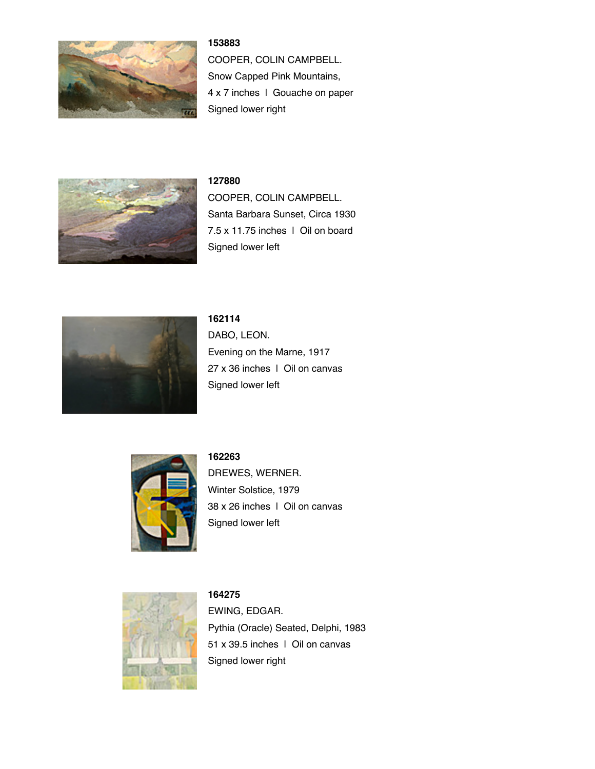**153883**
COOPER, COLIN CAMPBELL.
Snow Capped Pink Mountains,
4 x 7 inches | Gouache on paper
Signed lower right

**127880**
COOPER, COLIN CAMPBELL.
Santa Barbara Sunset, Circa 1930
7.5 x 11.75 inches | Oil on board
Signed lower left

**162114**
DABO, LEON.
Evening on the Marne, 1917
27 x 36 inches | Oil on canvas
Signed lower left

**162263**
DREWES, WERNER.
Winter Solstice, 1979
38 x 26 inches | Oil on canvas
Signed lower left

**164275**
EWING, EDGAR.
Pythia (Oracle) Seated, Delphi, 1983
51 x 39.5 inches | Oil on canvas
Signed lower right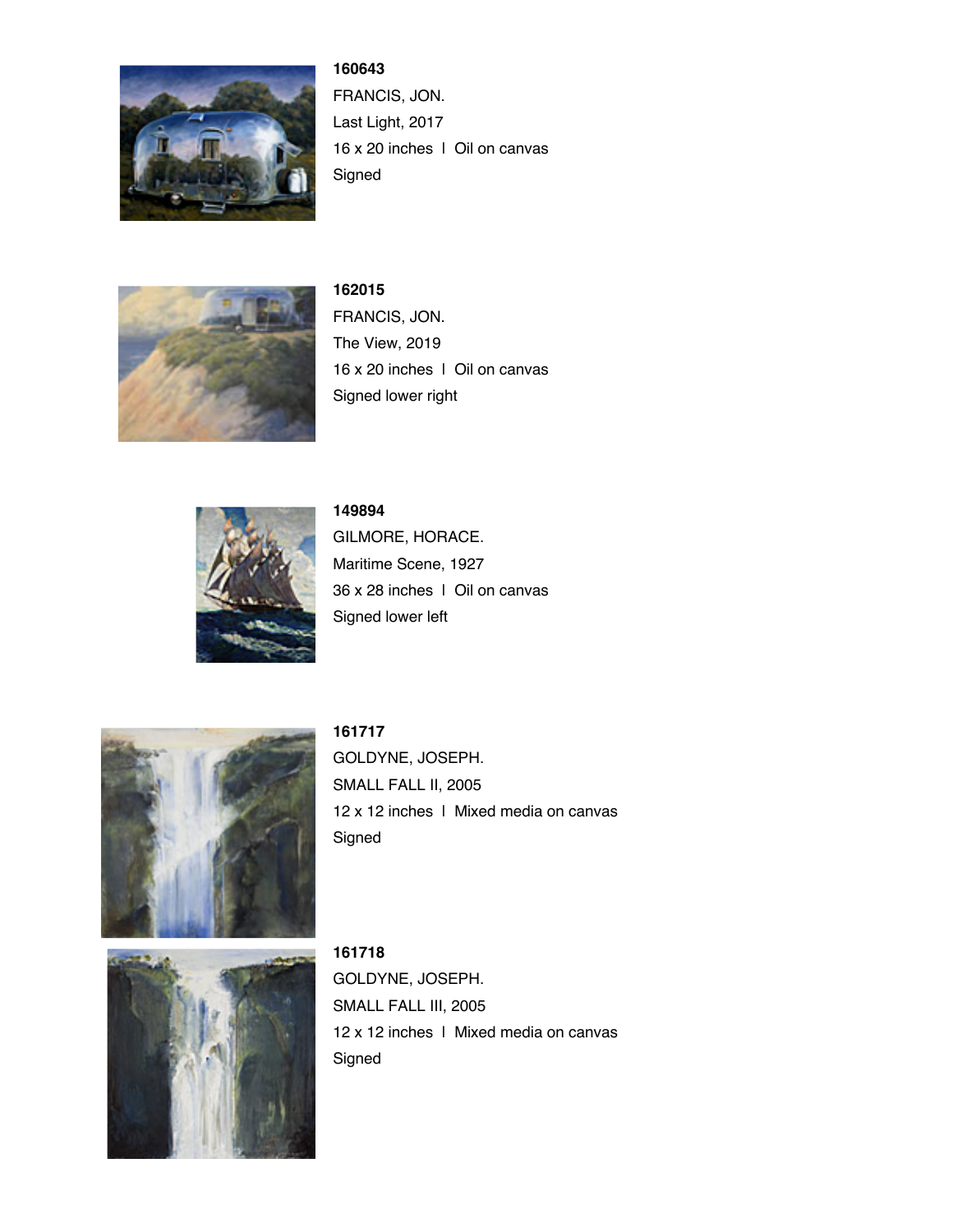**160643**
FRANCIS, JON.
Last Light, 2017
16 x 20 inches I Oil on canvas
Signed

**162015**
FRANCIS, JON.
The View, 2019
16 x 20 inches I Oil on canvas
Signed lower right

**149894**
GILMORE, HORACE.
Maritime Scene, 1927
36 x 28 inches I Oil on canvas
Signed lower left

**161717**
GOLDYNE, JOSEPH.
SMALL FALL II, 2005
12 x 12 inches I Mixed media on canvas
Signed

**161718**
GOLDYNE, JOSEPH.
SMALL FALL III, 2005
12 x 12 inches I Mixed media on canvas
Signed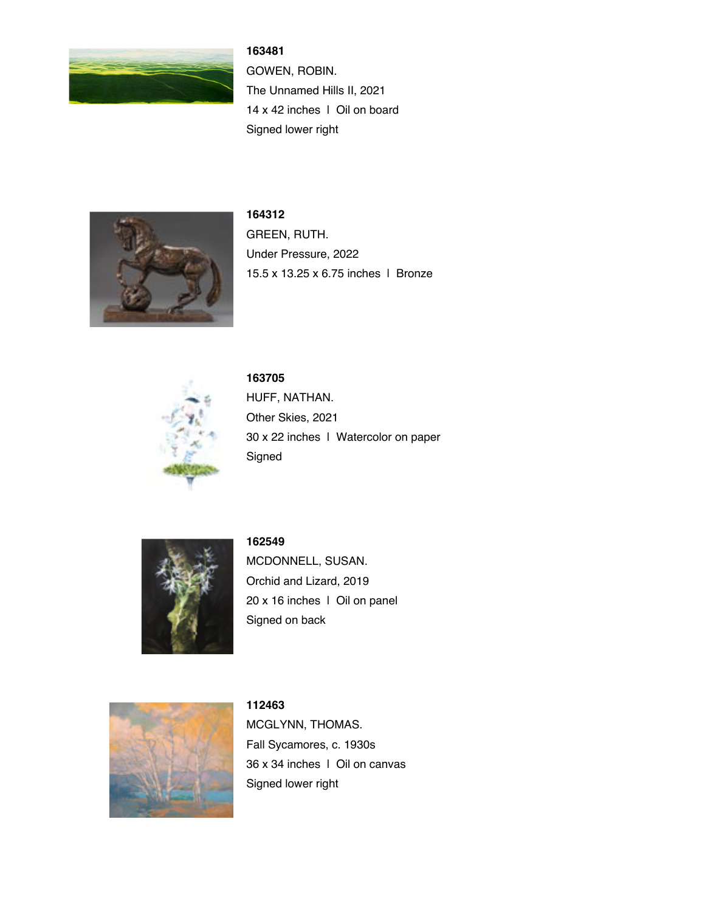**163481**
GOWEN, ROBIN.
The Unnamed Hills II, 2021
14 x 42 inches l Oil on board
Signed lower right

**164312**
GREEN, RUTH.
Under Pressure, 2022
15.5 x 13.25 x 6.75 inches l Bronze

**163705**
HUFF, NATHAN.
Other Skies, 2021
30 x 22 inches l Watercolor on paper
Signed

**162549**
MCDONNELL, SUSAN.
Orchid and Lizard, 2019
20 x 16 inches l Oil on panel
Signed on back

**112463**
MCGLYNN, THOMAS.
Fall Sycamores, c. 1930s
36 x 34 inches l Oil on canvas
Signed lower right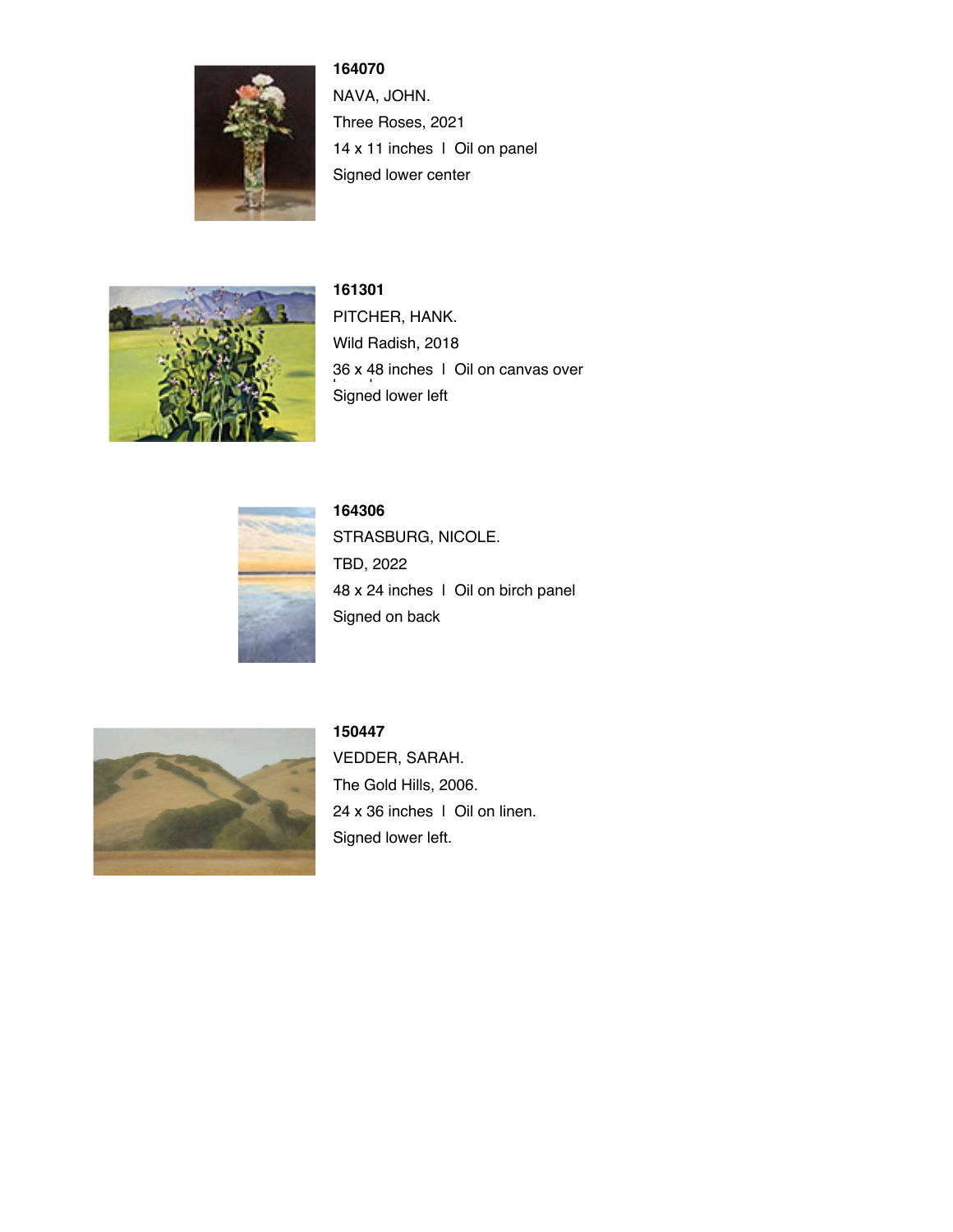**164070**
NAVA, JOHN.
Three Roses, 2021
14 x 11 inches I Oil on panel
Signed lower center

**161301**
PITCHER, HANK.
Wild Radish, 2018
36 x 48 inches I Oil on canvas over
Signed lower left

**164306**
STRASBURG, NICOLE.
TBD, 2022
48 x 24 inches I Oil on birch panel
Signed on back

**150447**
VEDDER, SARAH.
The Gold Hills, 2006.
24 x 36 inches I Oil on linen.
Signed lower left.